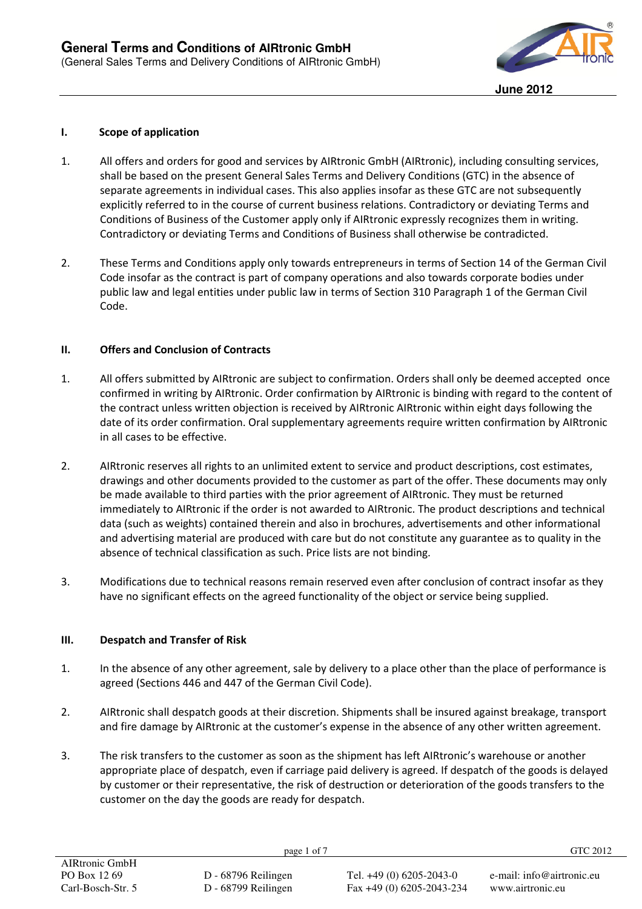# General Terms and Conditions of AIRtronic GmbH

(General Sales Terms and Delivery Conditions of AIRtronic GmbH)

June 2012

## I. Scope of application

1. All offers and orders for good and services by AIRtronic GmbH (AIRtronic), including consulting services, shall be based on the present General Sales Terms and Delivery Conditions (GTC) in the absence of separate agreements in individual cases. This also applies insofar as these GTC are not subsequently explicitly referred to in the course of current business relations. Contradictory or deviating Terms and Conditions of Business of the Customer apply only if AIRtronic expressly recognizes them in writing. Contradictory or deviating Terms and Conditions of Business shall otherwise be contradicted.

2. These Terms and Conditions apply only towards entrepreneurs in terms of Section 14 of the German Civil Code insofar as the contract is part of company operations and also towards corporate bodies under public law and legal entities under public law in terms of Section 310 Paragraph 1 of the German Civil Code.

## II. Offers and Conclusion of Contracts

1. All offers submitted by AIRtronic are subject to confirmation. Orders shall only be deemed accepted once confirmed in writing by AIRtronic. Order confirmation by AIRtronic is binding with regard to the content of the contract unless written objection is received by AIRtronic AIRtronic within eight days following the date of its order confirmation. Oral supplementary agreements require written confirmation by AIRtronic in all cases to be effective.

2. AIRtronic reserves all rights to an unlimited extent to service and product descriptions, cost estimates, drawings and other documents provided to the customer as part of the offer. These documents may only be made available to third parties with the prior agreement of AIRtronic. They must be returned immediately to AIRtronic if the order is not awarded to AIRtronic. The product descriptions and technical data (such as weights) contained therein and also in brochures, advertisements and other informational and advertising material are produced with care but do not constitute any guarantee as to quality in the absence of technical classification as such. Price lists are not binding.

3. Modifications due to technical reasons remain reserved even after conclusion of contract insofar as they have no significant effects on the agreed functionality of the object or service being supplied.

## III. Despatch and Transfer of Risk

1. In the absence of any other agreement, sale by delivery to a place other than the place of performance is agreed (Sections 446 and 447 of the German Civil Code).

2. AIRtronic shall despatch goods at their discretion. Shipments shall be insured against breakage, transport and fire damage by AIRtronic at the customer's expense in the absence of any other written agreement.

3. The risk transfers to the customer as soon as the shipment has left AIRtronic's warehouse or another appropriate place of despatch, even if carriage paid delivery is agreed. If despatch of the goods is delayed by customer or their representative, the risk of destruction or deterioration of the goods transfers to the customer on the day the goods are ready for despatch.

AIRtronic GmbH
PO Box 12 69 — D - 68796 Reilingen
Carl-Bosch-Str. 5 — D - 68799 Reilingen
Tel. +49 (0) 6205-2043-0
Fax +49 (0) 6205-2043-234
e-mail: info@airtronic.eu
www.airtronic.eu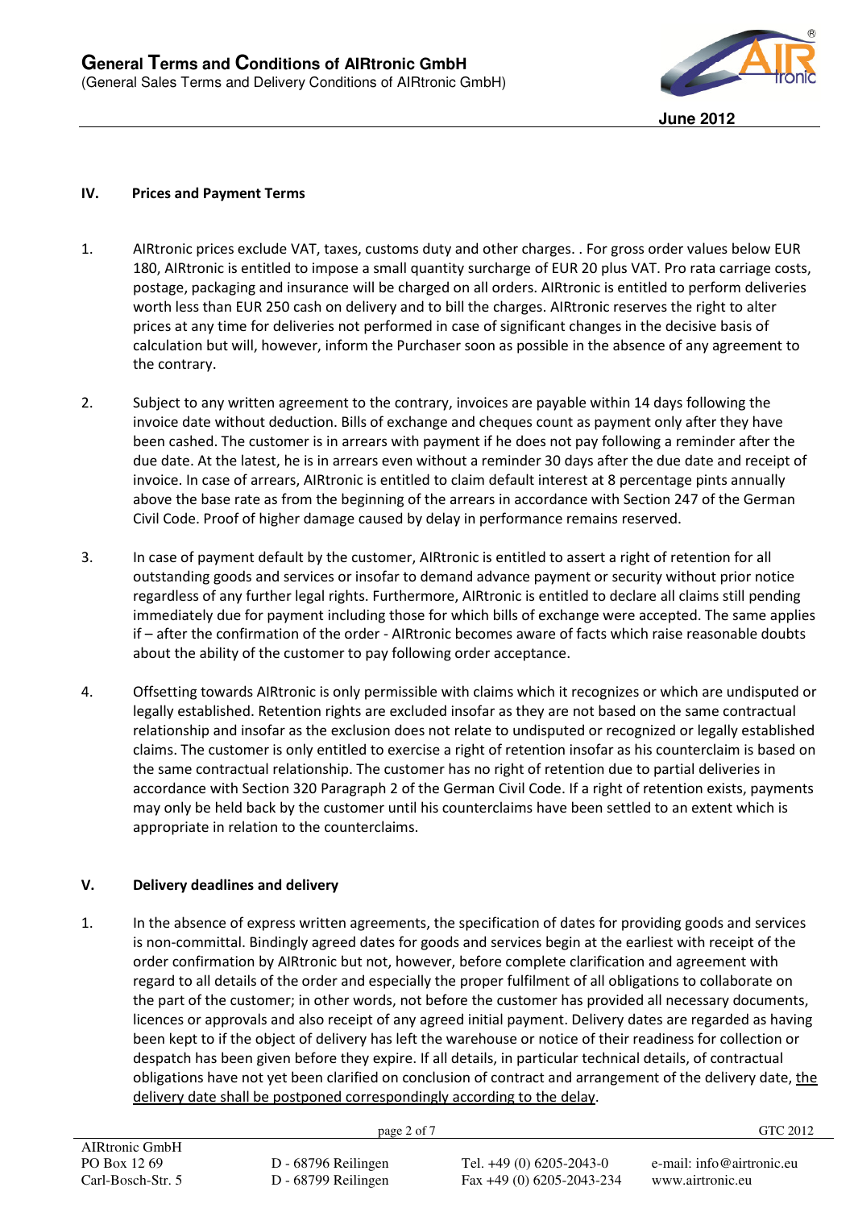## IV. Prices and Payment Terms

1. AIRtronic prices exclude VAT, taxes, customs duty and other charges. . For gross order values below EUR 180, AIRtronic is entitled to impose a small quantity surcharge of EUR 20 plus VAT. Pro rata carriage costs, postage, packaging and insurance will be charged on all orders. AIRtronic is entitled to perform deliveries worth less than EUR 250 cash on delivery and to bill the charges. AIRtronic reserves the right to alter prices at any time for deliveries not performed in case of significant changes in the decisive basis of calculation but will, however, inform the Purchaser soon as possible in the absence of any agreement to the contrary.

2. Subject to any written agreement to the contrary, invoices are payable within 14 days following the invoice date without deduction. Bills of exchange and cheques count as payment only after they have been cashed. The customer is in arrears with payment if he does not pay following a reminder after the due date. At the latest, he is in arrears even without a reminder 30 days after the due date and receipt of invoice. In case of arrears, AIRtronic is entitled to claim default interest at 8 percentage pints annually above the base rate as from the beginning of the arrears in accordance with Section 247 of the German Civil Code. Proof of higher damage caused by delay in performance remains reserved.

3. In case of payment default by the customer, AIRtronic is entitled to assert a right of retention for all outstanding goods and services or insofar to demand advance payment or security without prior notice regardless of any further legal rights. Furthermore, AIRtronic is entitled to declare all claims still pending immediately due for payment including those for which bills of exchange were accepted. The same applies if – after the confirmation of the order - AIRtronic becomes aware of facts which raise reasonable doubts about the ability of the customer to pay following order acceptance.

4. Offsetting towards AIRtronic is only permissible with claims which it recognizes or which are undisputed or legally established. Retention rights are excluded insofar as they are not based on the same contractual relationship and insofar as the exclusion does not relate to undisputed or recognized or legally established claims. The customer is only entitled to exercise a right of retention insofar as his counterclaim is based on the same contractual relationship. The customer has no right of retention due to partial deliveries in accordance with Section 320 Paragraph 2 of the German Civil Code. If a right of retention exists, payments may only be held back by the customer until his counterclaims have been settled to an extent which is appropriate in relation to the counterclaims.

## V. Delivery deadlines and delivery

1. In the absence of express written agreements, the specification of dates for providing goods and services is non-committal. Bindingly agreed dates for goods and services begin at the earliest with receipt of the order confirmation by AIRtronic but not, however, before complete clarification and agreement with regard to all details of the order and especially the proper fulfilment of all obligations to collaborate on the part of the customer; in other words, not before the customer has provided all necessary documents, licences or approvals and also receipt of any agreed initial payment. Delivery dates are regarded as having been kept to if the object of delivery has left the warehouse or notice of their readiness for collection or despatch has been given before they expire. If all details, in particular technical details, of contractual obligations have not yet been clarified on conclusion of contract and arrangement of the delivery date, <u>the delivery date shall be postponed correspondingly according to the delay</u>.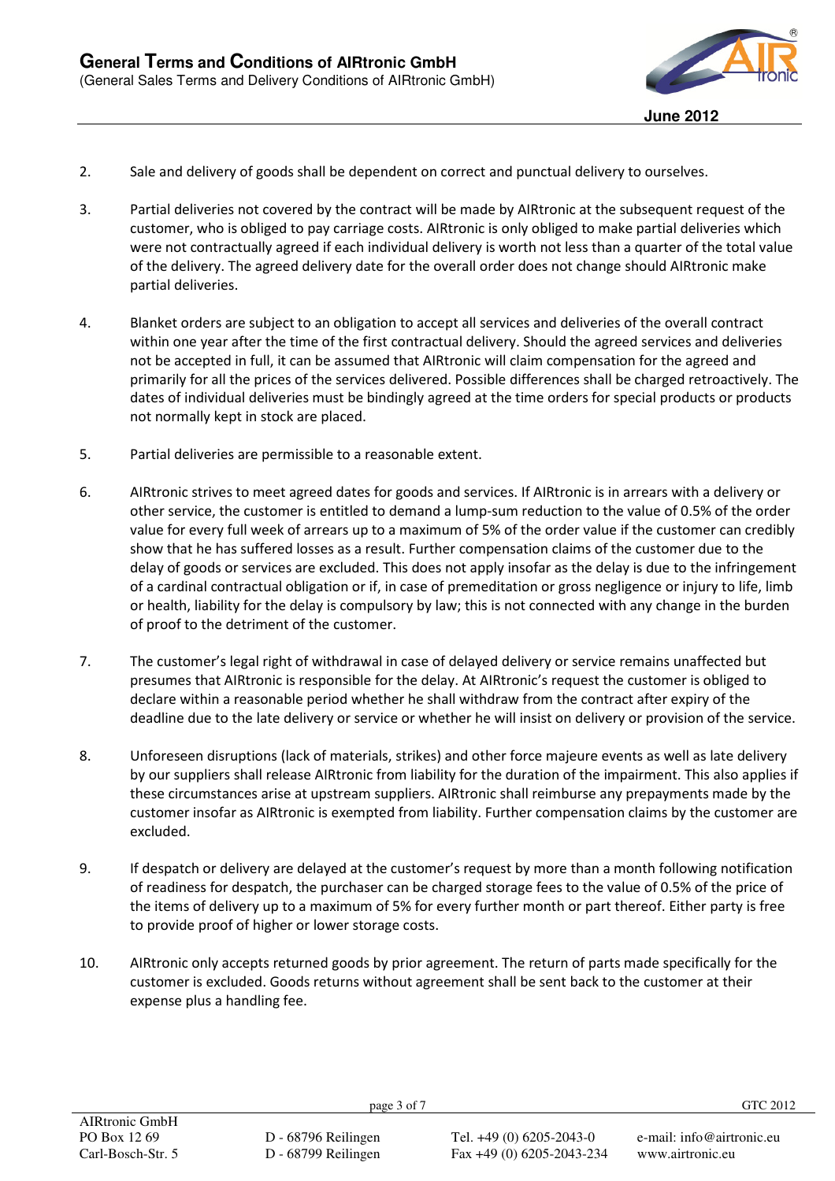2. Sale and delivery of goods shall be dependent on correct and punctual delivery to ourselves.

3. Partial deliveries not covered by the contract will be made by AIRtronic at the subsequent request of the customer, who is obliged to pay carriage costs. AIRtronic is only obliged to make partial deliveries which were not contractually agreed if each individual delivery is worth not less than a quarter of the total value of the delivery. The agreed delivery date for the overall order does not change should AIRtronic make partial deliveries.

4. Blanket orders are subject to an obligation to accept all services and deliveries of the overall contract within one year after the time of the first contractual delivery. Should the agreed services and deliveries not be accepted in full, it can be assumed that AIRtronic will claim compensation for the agreed and primarily for all the prices of the services delivered. Possible differences shall be charged retroactively. The dates of individual deliveries must be bindingly agreed at the time orders for special products or products not normally kept in stock are placed.

5. Partial deliveries are permissible to a reasonable extent.

6. AIRtronic strives to meet agreed dates for goods and services. If AIRtronic is in arrears with a delivery or other service, the customer is entitled to demand a lump-sum reduction to the value of 0.5% of the order value for every full week of arrears up to a maximum of 5% of the order value if the customer can credibly show that he has suffered losses as a result. Further compensation claims of the customer due to the delay of goods or services are excluded. This does not apply insofar as the delay is due to the infringement of a cardinal contractual obligation or if, in case of premeditation or gross negligence or injury to life, limb or health, liability for the delay is compulsory by law; this is not connected with any change in the burden of proof to the detriment of the customer.

7. The customer's legal right of withdrawal in case of delayed delivery or service remains unaffected but presumes that AIRtronic is responsible for the delay. At AIRtronic's request the customer is obliged to declare within a reasonable period whether he shall withdraw from the contract after expiry of the deadline due to the late delivery or service or whether he will insist on delivery or provision of the service.

8. Unforeseen disruptions (lack of materials, strikes) and other force majeure events as well as late delivery by our suppliers shall release AIRtronic from liability for the duration of the impairment. This also applies if these circumstances arise at upstream suppliers. AIRtronic shall reimburse any prepayments made by the customer insofar as AIRtronic is exempted from liability. Further compensation claims by the customer are excluded.

9. If despatch or delivery are delayed at the customer's request by more than a month following notification of readiness for despatch, the purchaser can be charged storage fees to the value of 0.5% of the price of the items of delivery up to a maximum of 5% for every further month or part thereof. Either party is free to provide proof of higher or lower storage costs.

10. AIRtronic only accepts returned goods by prior agreement. The return of parts made specifically for the customer is excluded. Goods returns without agreement shall be sent back to the customer at their expense plus a handling fee.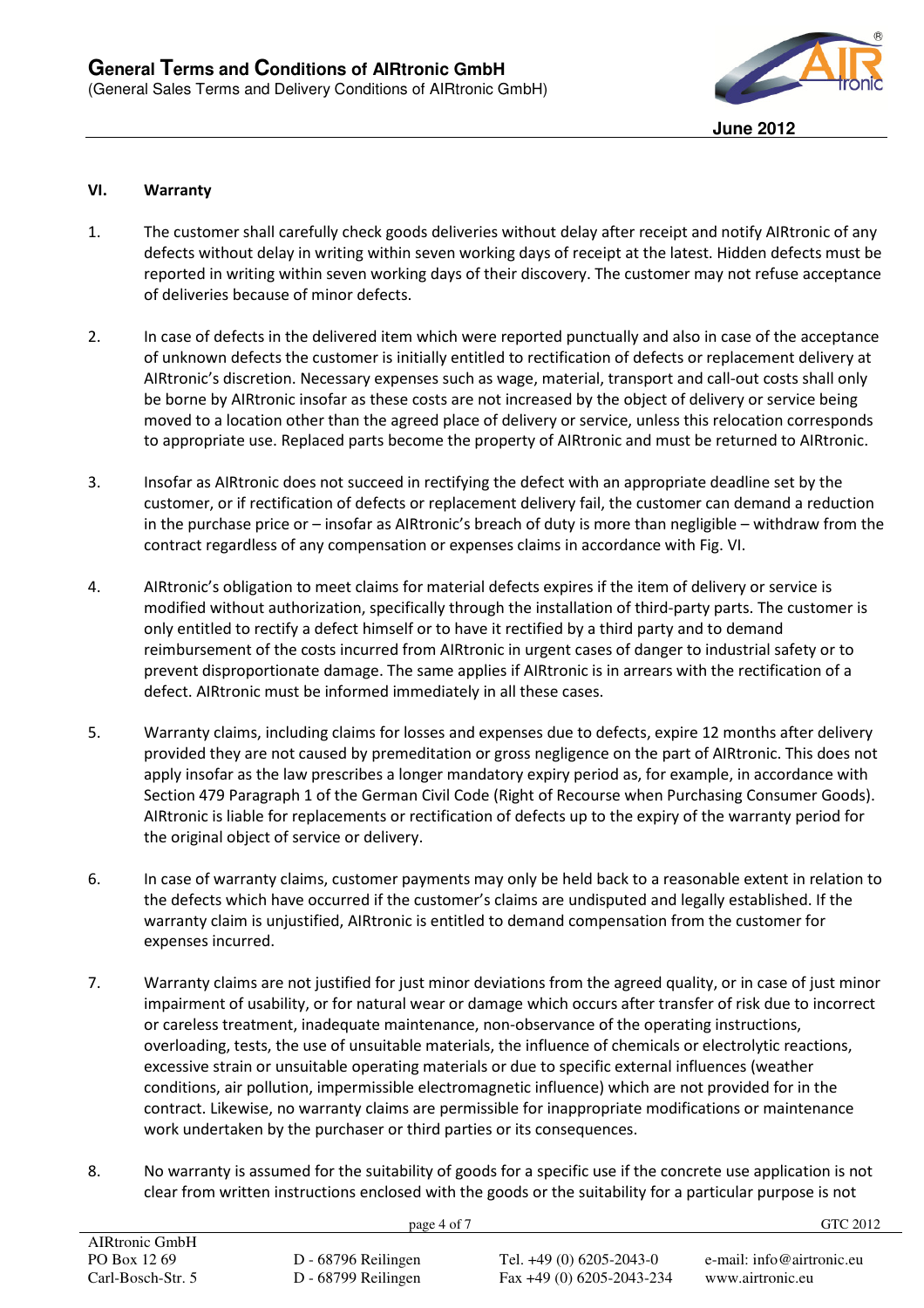## VI. Warranty

1. The customer shall carefully check goods deliveries without delay after receipt and notify AIRtronic of any defects without delay in writing within seven working days of receipt at the latest. Hidden defects must be reported in writing within seven working days of their discovery. The customer may not refuse acceptance of deliveries because of minor defects.

2. In case of defects in the delivered item which were reported punctually and also in case of the acceptance of unknown defects the customer is initially entitled to rectification of defects or replacement delivery at AIRtronic's discretion. Necessary expenses such as wage, material, transport and call-out costs shall only be borne by AIRtronic insofar as these costs are not increased by the object of delivery or service being moved to a location other than the agreed place of delivery or service, unless this relocation corresponds to appropriate use. Replaced parts become the property of AIRtronic and must be returned to AIRtronic.

3. Insofar as AIRtronic does not succeed in rectifying the defect with an appropriate deadline set by the customer, or if rectification of defects or replacement delivery fail, the customer can demand a reduction in the purchase price or – insofar as AIRtronic's breach of duty is more than negligible – withdraw from the contract regardless of any compensation or expenses claims in accordance with Fig. VI.

4. AIRtronic's obligation to meet claims for material defects expires if the item of delivery or service is modified without authorization, specifically through the installation of third-party parts. The customer is only entitled to rectify a defect himself or to have it rectified by a third party and to demand reimbursement of the costs incurred from AIRtronic in urgent cases of danger to industrial safety or to prevent disproportionate damage. The same applies if AIRtronic is in arrears with the rectification of a defect. AIRtronic must be informed immediately in all these cases.

5. Warranty claims, including claims for losses and expenses due to defects, expire 12 months after delivery provided they are not caused by premeditation or gross negligence on the part of AIRtronic. This does not apply insofar as the law prescribes a longer mandatory expiry period as, for example, in accordance with Section 479 Paragraph 1 of the German Civil Code (Right of Recourse when Purchasing Consumer Goods). AIRtronic is liable for replacements or rectification of defects up to the expiry of the warranty period for the original object of service or delivery.

6. In case of warranty claims, customer payments may only be held back to a reasonable extent in relation to the defects which have occurred if the customer's claims are undisputed and legally established. If the warranty claim is unjustified, AIRtronic is entitled to demand compensation from the customer for expenses incurred.

7. Warranty claims are not justified for just minor deviations from the agreed quality, or in case of just minor impairment of usability, or for natural wear or damage which occurs after transfer of risk due to incorrect or careless treatment, inadequate maintenance, non-observance of the operating instructions, overloading, tests, the use of unsuitable materials, the influence of chemicals or electrolytic reactions, excessive strain or unsuitable operating materials or due to specific external influences (weather conditions, air pollution, impermissible electromagnetic influence) which are not provided for in the contract. Likewise, no warranty claims are permissible for inappropriate modifications or maintenance work undertaken by the purchaser or third parties or its consequences.

8. No warranty is assumed for the suitability of goods for a specific use if the concrete use application is not clear from written instructions enclosed with the goods or the suitability for a particular purpose is not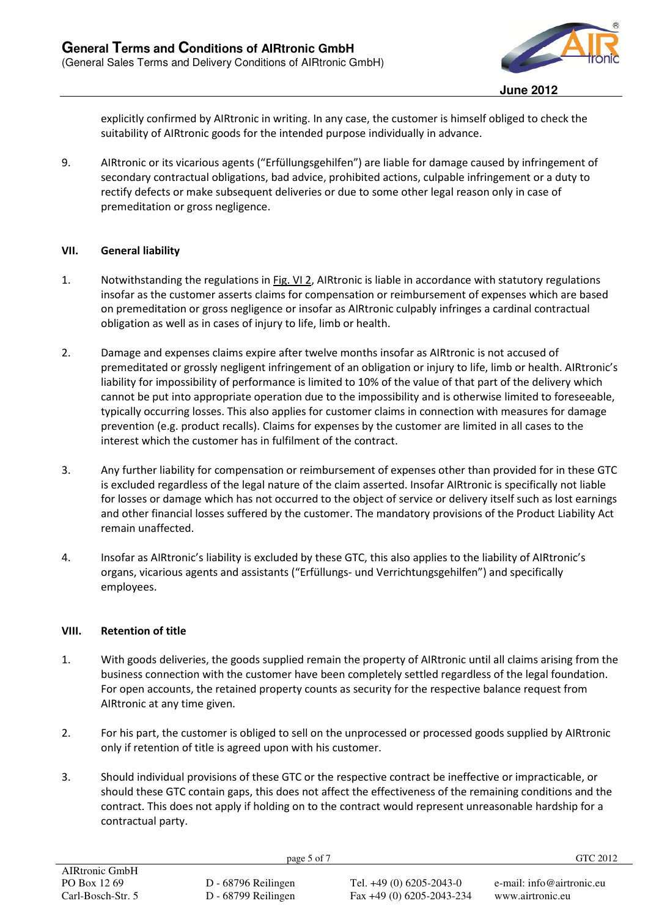explicitly confirmed by AIRtronic in writing. In any case, the customer is himself obliged to check the suitability of AIRtronic goods for the intended purpose individually in advance.

9. AIRtronic or its vicarious agents ("Erfüllungsgehilfen") are liable for damage caused by infringement of secondary contractual obligations, bad advice, prohibited actions, culpable infringement or a duty to rectify defects or make subsequent deliveries or due to some other legal reason only in case of premeditation or gross negligence.

## VII. General liability

1. Notwithstanding the regulations in Fig. VI 2, AIRtronic is liable in accordance with statutory regulations insofar as the customer asserts claims for compensation or reimbursement of expenses which are based on premeditation or gross negligence or insofar as AIRtronic culpably infringes a cardinal contractual obligation as well as in cases of injury to life, limb or health.

2. Damage and expenses claims expire after twelve months insofar as AIRtronic is not accused of premeditated or grossly negligent infringement of an obligation or injury to life, limb or health. AIRtronic's liability for impossibility of performance is limited to 10% of the value of that part of the delivery which cannot be put into appropriate operation due to the impossibility and is otherwise limited to foreseeable, typically occurring losses. This also applies for customer claims in connection with measures for damage prevention (e.g. product recalls). Claims for expenses by the customer are limited in all cases to the interest which the customer has in fulfilment of the contract.

3. Any further liability for compensation or reimbursement of expenses other than provided for in these GTC is excluded regardless of the legal nature of the claim asserted. Insofar AIRtronic is specifically not liable for losses or damage which has not occurred to the object of service or delivery itself such as lost earnings and other financial losses suffered by the customer. The mandatory provisions of the Product Liability Act remain unaffected.

4. Insofar as AIRtronic's liability is excluded by these GTC, this also applies to the liability of AIRtronic's organs, vicarious agents and assistants ("Erfüllungs- und Verrichtungsgehilfen") and specifically employees.

## VIII. Retention of title

1. With goods deliveries, the goods supplied remain the property of AIRtronic until all claims arising from the business connection with the customer have been completely settled regardless of the legal foundation. For open accounts, the retained property counts as security for the respective balance request from AIRtronic at any time given.

2. For his part, the customer is obliged to sell on the unprocessed or processed goods supplied by AIRtronic only if retention of title is agreed upon with his customer.

3. Should individual provisions of these GTC or the respective contract be ineffective or impracticable, or should these GTC contain gaps, this does not affect the effectiveness of the remaining conditions and the contract. This does not apply if holding on to the contract would represent unreasonable hardship for a contractual party.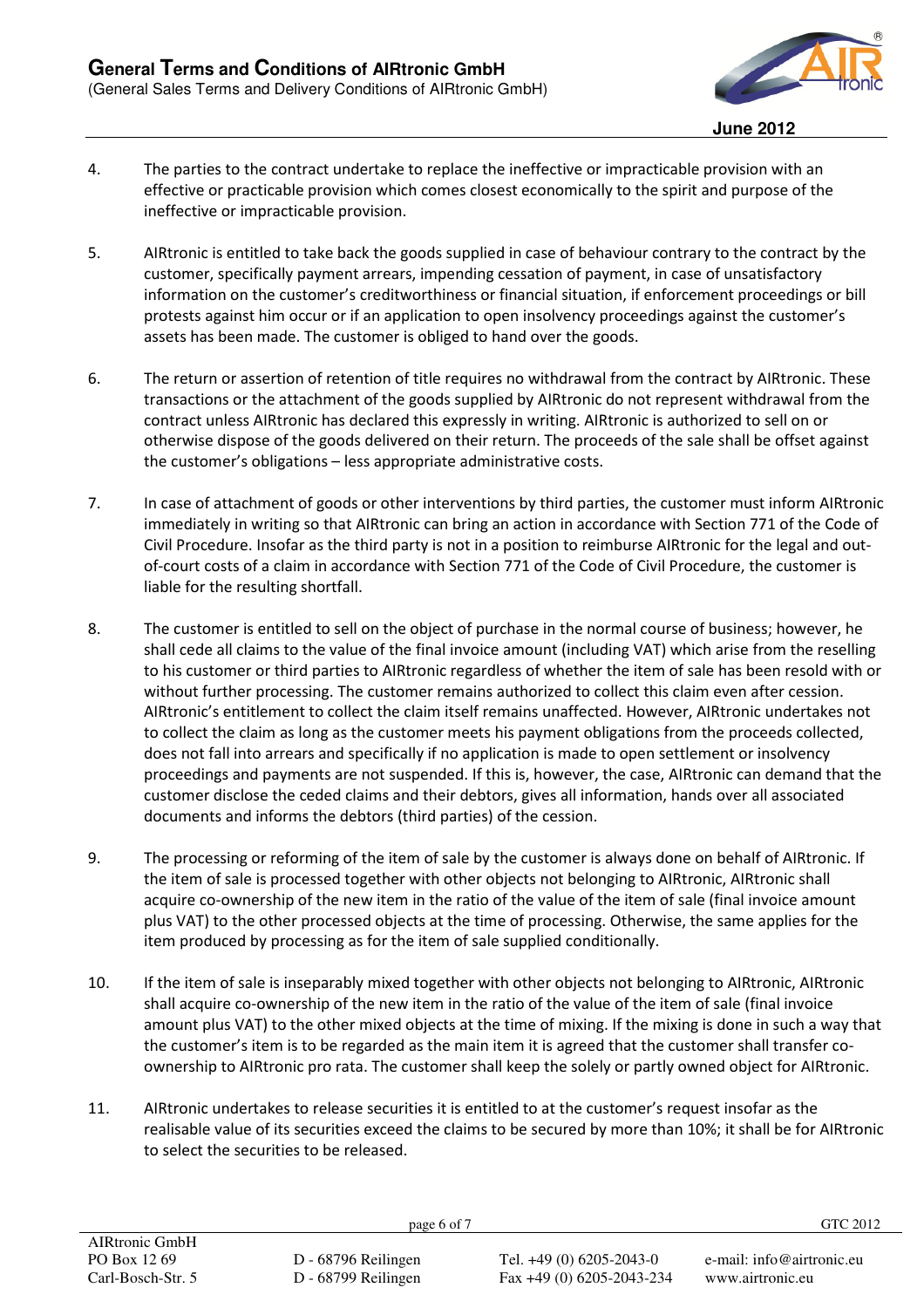4. The parties to the contract undertake to replace the ineffective or impracticable provision with an effective or practicable provision which comes closest economically to the spirit and purpose of the ineffective or impracticable provision.

5. AIRtronic is entitled to take back the goods supplied in case of behaviour contrary to the contract by the customer, specifically payment arrears, impending cessation of payment, in case of unsatisfactory information on the customer's creditworthiness or financial situation, if enforcement proceedings or bill protests against him occur or if an application to open insolvency proceedings against the customer's assets has been made. The customer is obliged to hand over the goods.

6. The return or assertion of retention of title requires no withdrawal from the contract by AIRtronic. These transactions or the attachment of the goods supplied by AIRtronic do not represent withdrawal from the contract unless AIRtronic has declared this expressly in writing. AIRtronic is authorized to sell on or otherwise dispose of the goods delivered on their return. The proceeds of the sale shall be offset against the customer's obligations – less appropriate administrative costs.

7. In case of attachment of goods or other interventions by third parties, the customer must inform AIRtronic immediately in writing so that AIRtronic can bring an action in accordance with Section 771 of the Code of Civil Procedure. Insofar as the third party is not in a position to reimburse AIRtronic for the legal and out-of-court costs of a claim in accordance with Section 771 of the Code of Civil Procedure, the customer is liable for the resulting shortfall.

8. The customer is entitled to sell on the object of purchase in the normal course of business; however, he shall cede all claims to the value of the final invoice amount (including VAT) which arise from the reselling to his customer or third parties to AIRtronic regardless of whether the item of sale has been resold with or without further processing. The customer remains authorized to collect this claim even after cession. AIRtronic's entitlement to collect the claim itself remains unaffected. However, AIRtronic undertakes not to collect the claim as long as the customer meets his payment obligations from the proceeds collected, does not fall into arrears and specifically if no application is made to open settlement or insolvency proceedings and payments are not suspended. If this is, however, the case, AIRtronic can demand that the customer disclose the ceded claims and their debtors, gives all information, hands over all associated documents and informs the debtors (third parties) of the cession.

9. The processing or reforming of the item of sale by the customer is always done on behalf of AIRtronic. If the item of sale is processed together with other objects not belonging to AIRtronic, AIRtronic shall acquire co-ownership of the new item in the ratio of the value of the item of sale (final invoice amount plus VAT) to the other processed objects at the time of processing. Otherwise, the same applies for the item produced by processing as for the item of sale supplied conditionally.

10. If the item of sale is inseparably mixed together with other objects not belonging to AIRtronic, AIRtronic shall acquire co-ownership of the new item in the ratio of the value of the item of sale (final invoice amount plus VAT) to the other mixed objects at the time of mixing. If the mixing is done in such a way that the customer's item is to be regarded as the main item it is agreed that the customer shall transfer co-ownership to AIRtronic pro rata. The customer shall keep the solely or partly owned object for AIRtronic.

11. AIRtronic undertakes to release securities it is entitled to at the customer's request insofar as the realisable value of its securities exceed the claims to be secured by more than 10%; it shall be for AIRtronic to select the securities to be released.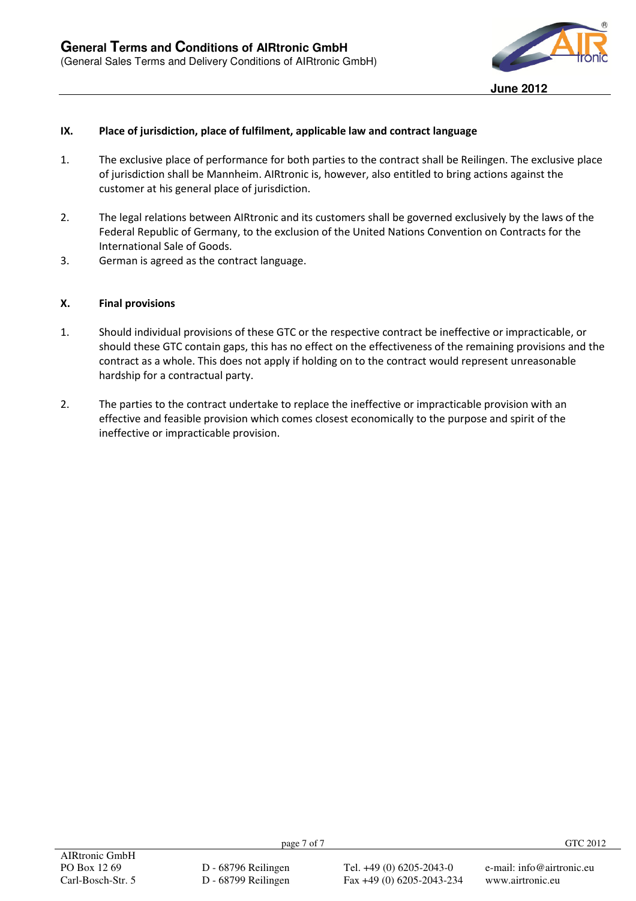## IX. Place of jurisdiction, place of fulfilment, applicable law and contract language

1. The exclusive place of performance for both parties to the contract shall be Reilingen. The exclusive place of jurisdiction shall be Mannheim. AIRtronic is, however, also entitled to bring actions against the customer at his general place of jurisdiction.

2. The legal relations between AIRtronic and its customers shall be governed exclusively by the laws of the Federal Republic of Germany, to the exclusion of the United Nations Convention on Contracts for the International Sale of Goods.
3. German is agreed as the contract language.

## X. Final provisions

1. Should individual provisions of these GTC or the respective contract be ineffective or impracticable, or should these GTC contain gaps, this has no effect on the effectiveness of the remaining provisions and the contract as a whole. This does not apply if holding on to the contract would represent unreasonable hardship for a contractual party.

2. The parties to the contract undertake to replace the ineffective or impracticable provision with an effective and feasible provision which comes closest economically to the purpose and spirit of the ineffective or impracticable provision.